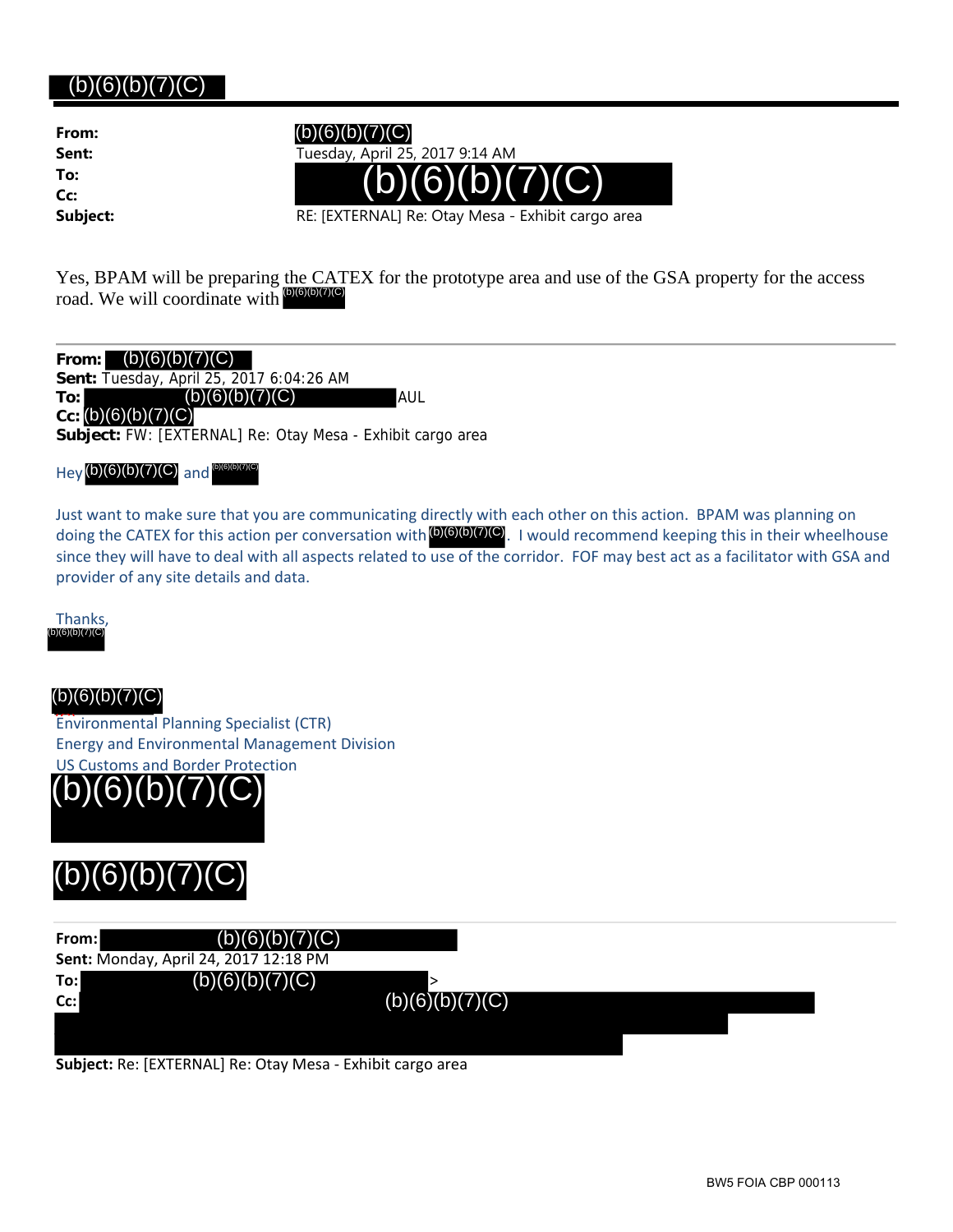(b)(6)(b)(7)(C)

**From:** (b)(6)(b)(7)(C)
**Sent:** Tuesday, April 25, 2017 9:14 AM
**To:** (b)(6)(b)(7)(C)
**Cc:**
**Subject:** RE: [EXTERNAL] Re: Otay Mesa - Exhibit cargo area

Yes, BPAM will be preparing the CATEX for the prototype area and use of the GSA property for the access road. We will coordinate with (b)(6)(b)(7)(C)

---

**From:** (b)(6)(b)(7)(C)
**Sent:** Tuesday, April 25, 2017 6:04:26 AM
**To:** (b)(6)(b)(7)(C) AUL
**Cc:** (b)(6)(b)(7)(C)
**Subject:** FW: [EXTERNAL] Re: Otay Mesa - Exhibit cargo area

Hey (b)(6)(b)(7)(C) and (b)(6)(b)(7)(C)

Just want to make sure that you are communicating directly with each other on this action. BPAM was planning on doing the CATEX for this action per conversation with (b)(6)(b)(7)(C). I would recommend keeping this in their wheelhouse since they will have to deal with all aspects related to use of the corridor. FOF may best act as a facilitator with GSA and provider of any site details and data.

Thanks,
(b)(6)(b)(7)(C)

(b)(6)(b)(7)(C)
Environmental Planning Specialist (CTR)
Energy and Environmental Management Division
US Customs and Border Protection
(b)(6)(b)(7)(C)

(b)(6)(b)(7)(C)

---

**From:** (b)(6)(b)(7)(C)
**Sent:** Monday, April 24, 2017 12:18 PM
**To:** (b)(6)(b)(7)(C) >
**Cc:** (b)(6)(b)(7)(C)
**Subject:** Re: [EXTERNAL] Re: Otay Mesa - Exhibit cargo area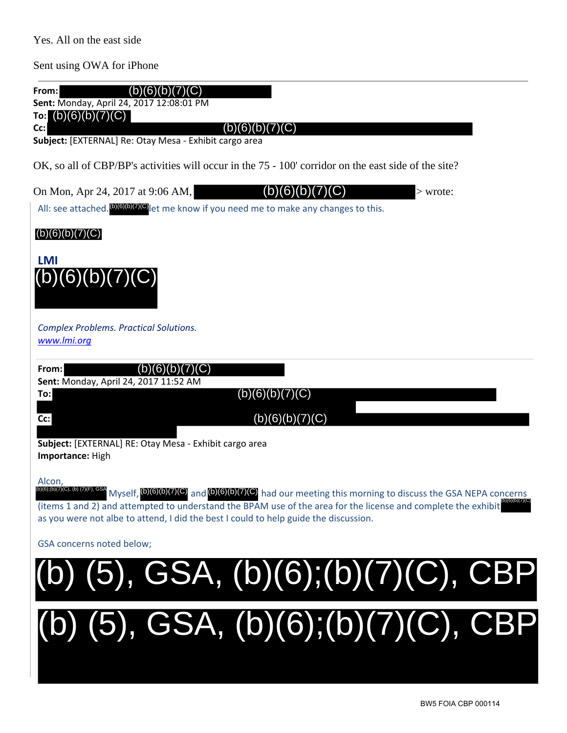Yes. All on the east side

Sent using OWA for iPhone

---

**From:** (b)(6)(b)(7)(C)
**Sent:** Monday, April 24, 2017 12:08:01 PM
**To:** (b)(6)(b)(7)(C)
**Cc:** (b)(6)(b)(7)(C)
**Subject:** [EXTERNAL] Re: Otay Mesa - Exhibit cargo area

OK, so all of CBP/BP's activities will occur in the 75 - 100' corridor on the east side of the site?

On Mon, Apr 24, 2017 at 9:06 AM, (b)(6)(b)(7)(C) > wrote:

All: see attached. (b)(6)(b)(7)(C) let me know if you need me to make any changes to this.

(b)(6)(b)(7)(C)

**LMI**
(b)(6)(b)(7)(C)

*Complex Problems. Practical Solutions.*
*www.lmi.org*

---

**From:** (b)(6)(b)(7)(C)
**Sent:** Monday, April 24, 2017 11:52 AM
**To:** (b)(6)(b)(7)(C)
**Cc:** (b)(6)(b)(7)(C)
**Subject:** [EXTERNAL] RE: Otay Mesa - Exhibit cargo area
**Importance:** High

Alcon,
(b)(6);(b)(7)(C), (b) (7)(F), GSA Myself, (b)(6)(b)(7)(C) and (b)(6)(b)(7)(C) had our meeting this morning to discuss the GSA NEPA concerns (items 1 and 2) and attempted to understand the BPAM use of the area for the license and complete the exhibit (b)(6)(b)(7)(C) as you were not albe to attend, I did the best I could to help guide the discussion.

GSA concerns noted below;

(b) (5), GSA, (b)(6);(b)(7)(C), CBP

(b) (5), GSA, (b)(6);(b)(7)(C), CBP

BW5 FOIA CBP 000114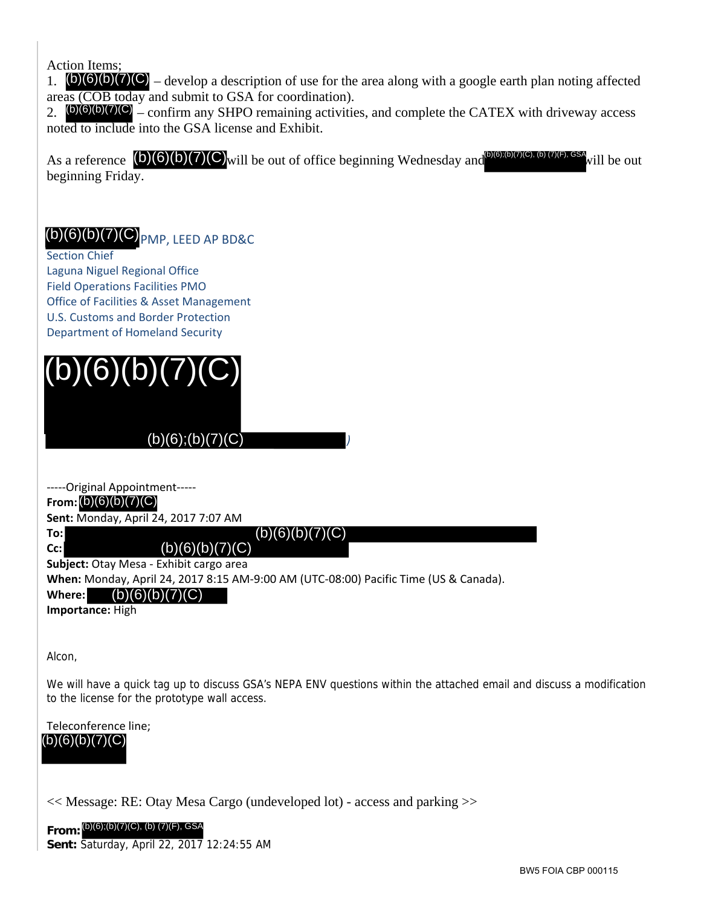Action Items;

1. (b)(6)(b)(7)(C) – develop a description of use for the area along with a google earth plan noting affected areas (COB today and submit to GSA for coordination).
2. (b)(6)(b)(7)(C) – confirm any SHPO remaining activities, and complete the CATEX with driveway access noted to include into the GSA license and Exhibit.

As a reference (b)(6)(b)(7)(C) will be out of office beginning Wednesday and (b)(6);(b)(7)(C), (b) (7)(F), GSA will be out beginning Friday.

(b)(6)(b)(7)(C) PMP, LEED AP BD&C
Section Chief
Laguna Niguel Regional Office
Field Operations Facilities PMO
Office of Facilities & Asset Management
U.S. Customs and Border Protection
Department of Homeland Security

(b)(6)(b)(7)(C)

(b)(6);(b)(7)(C) )

-----Original Appointment-----
**From:** (b)(6)(b)(7)(C)
**Sent:** Monday, April 24, 2017 7:07 AM
**To:** (b)(6)(b)(7)(C)
**Cc:** (b)(6)(b)(7)(C)
**Subject:** Otay Mesa - Exhibit cargo area
**When:** Monday, April 24, 2017 8:15 AM-9:00 AM (UTC-08:00) Pacific Time (US & Canada).
**Where:** (b)(6)(b)(7)(C)
**Importance:** High

Alcon,

We will have a quick tag up to discuss GSA's NEPA ENV questions within the attached email and discuss a modification to the license for the prototype wall access.

Teleconference line;
(b)(6)(b)(7)(C)

<< Message: RE: Otay Mesa Cargo (undeveloped lot) - access and parking >>

**From:** (b)(6);(b)(7)(C), (b) (7)(F), GSA
**Sent:** Saturday, April 22, 2017 12:24:55 AM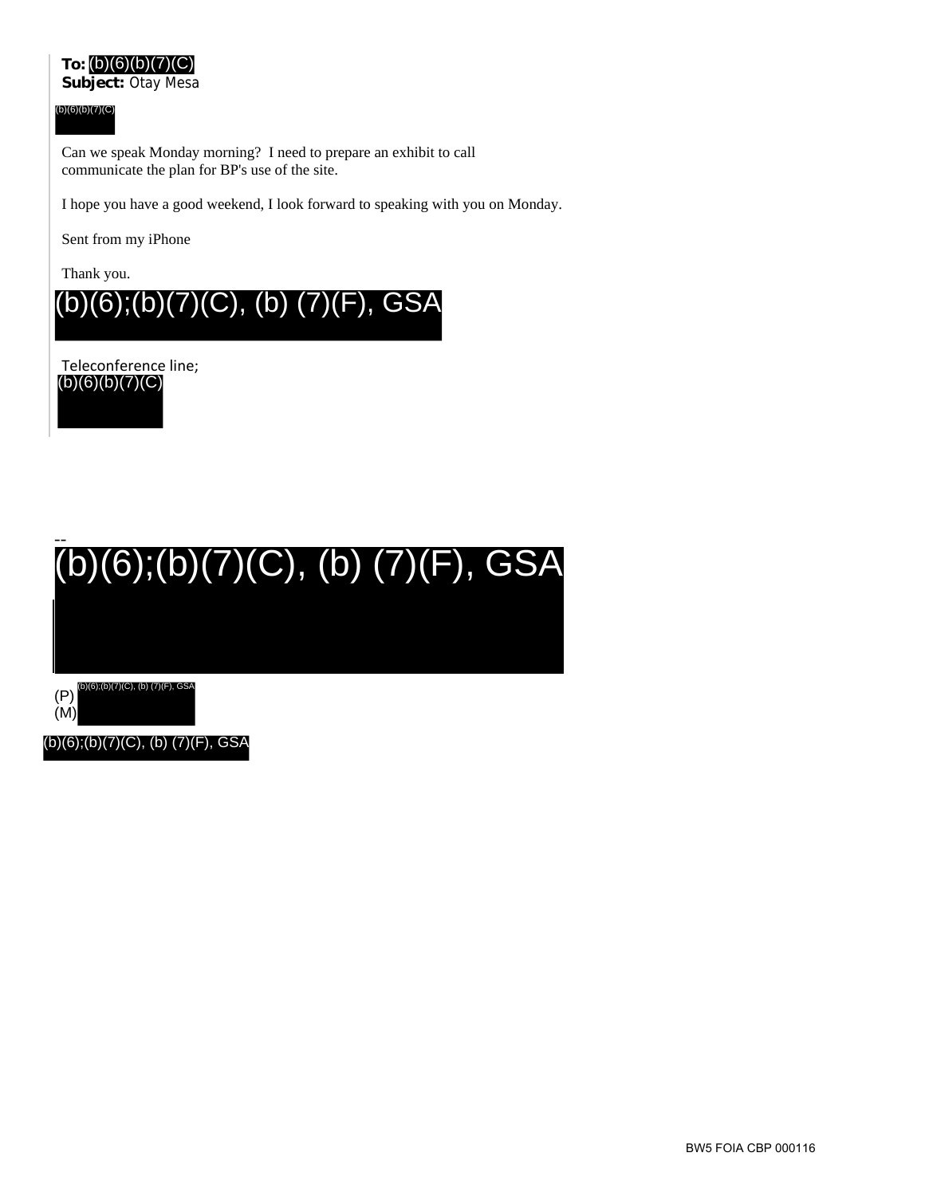**To:** (b)(6)(b)(7)(C)
**Subject:** Otay Mesa

(b)(6)(b)(7)(C)

Can we speak Monday morning? I need to prepare an exhibit to call communicate the plan for BP's use of the site.

I hope you have a good weekend, I look forward to speaking with you on Monday.

Sent from my iPhone

Thank you.

(b)(6);(b)(7)(C), (b) (7)(F), GSA

Teleconference line;
(b)(6)(b)(7)(C)

--
(b)(6);(b)(7)(C), (b) (7)(F), GSA

(P) (b)(6);(b)(7)(C), (b) (7)(F), GSA
(M)

(b)(6);(b)(7)(C), (b) (7)(F), GSA

BW5 FOIA CBP 000116